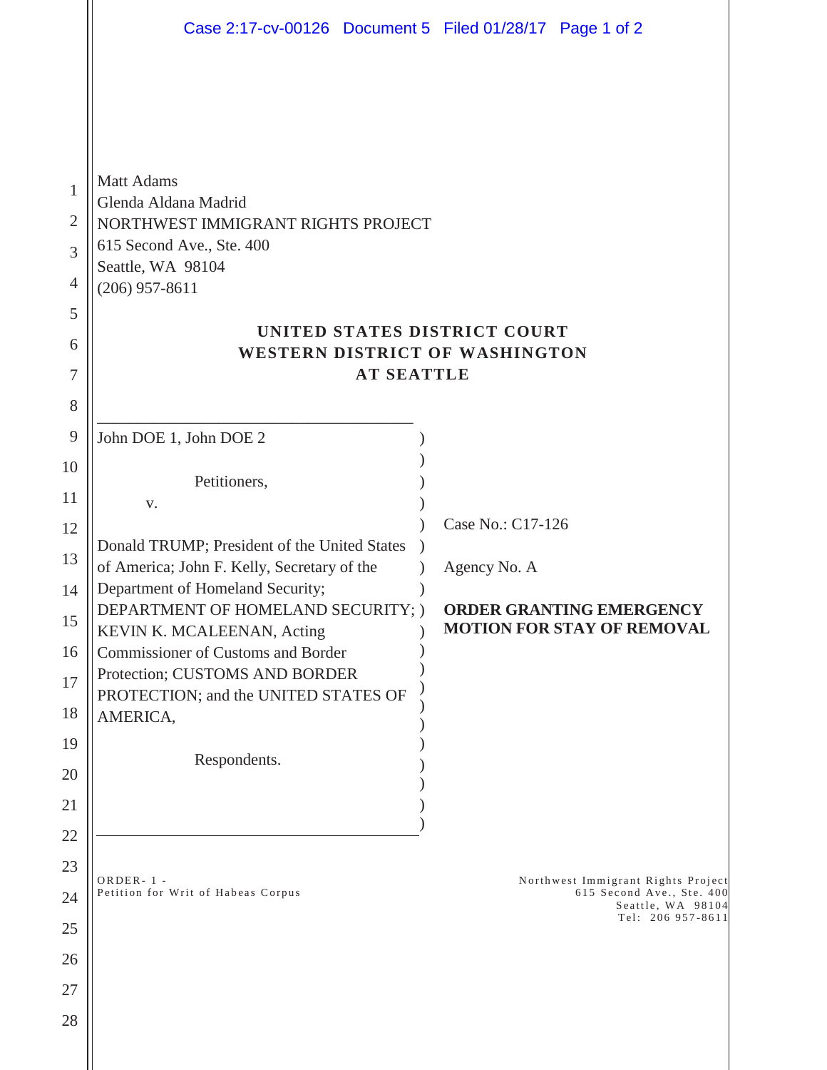Matt Adams
Glenda Aldana Madrid
NORTHWEST IMMIGRANT RIGHTS PROJECT
615 Second Ave., Ste. 400
Seattle, WA 98104
(206) 957-8611

**UNITED STATES DISTRICT COURT**
**WESTERN DISTRICT OF WASHINGTON**
**AT SEATTLE**

John DOE 1, John DOE 2

Petitioners,

v.

Donald TRUMP; President of the United States of America; John F. Kelly, Secretary of the Department of Homeland Security; DEPARTMENT OF HOMELAND SECURITY; KEVIN K. MCALEENAN, Acting Commissioner of Customs and Border Protection; CUSTOMS AND BORDER PROTECTION; and the UNITED STATES OF AMERICA,

Respondents.

Case No.: C17-126

Agency No. A

**ORDER GRANTING EMERGENCY MOTION FOR STAY OF REMOVAL**

ORDER- 1 -
Petition for Writ of Habeas Corpus

Northwest Immigrant Rights Project
615 Second Ave., Ste. 400
Seattle, WA 98104
Tel: 206 957-8611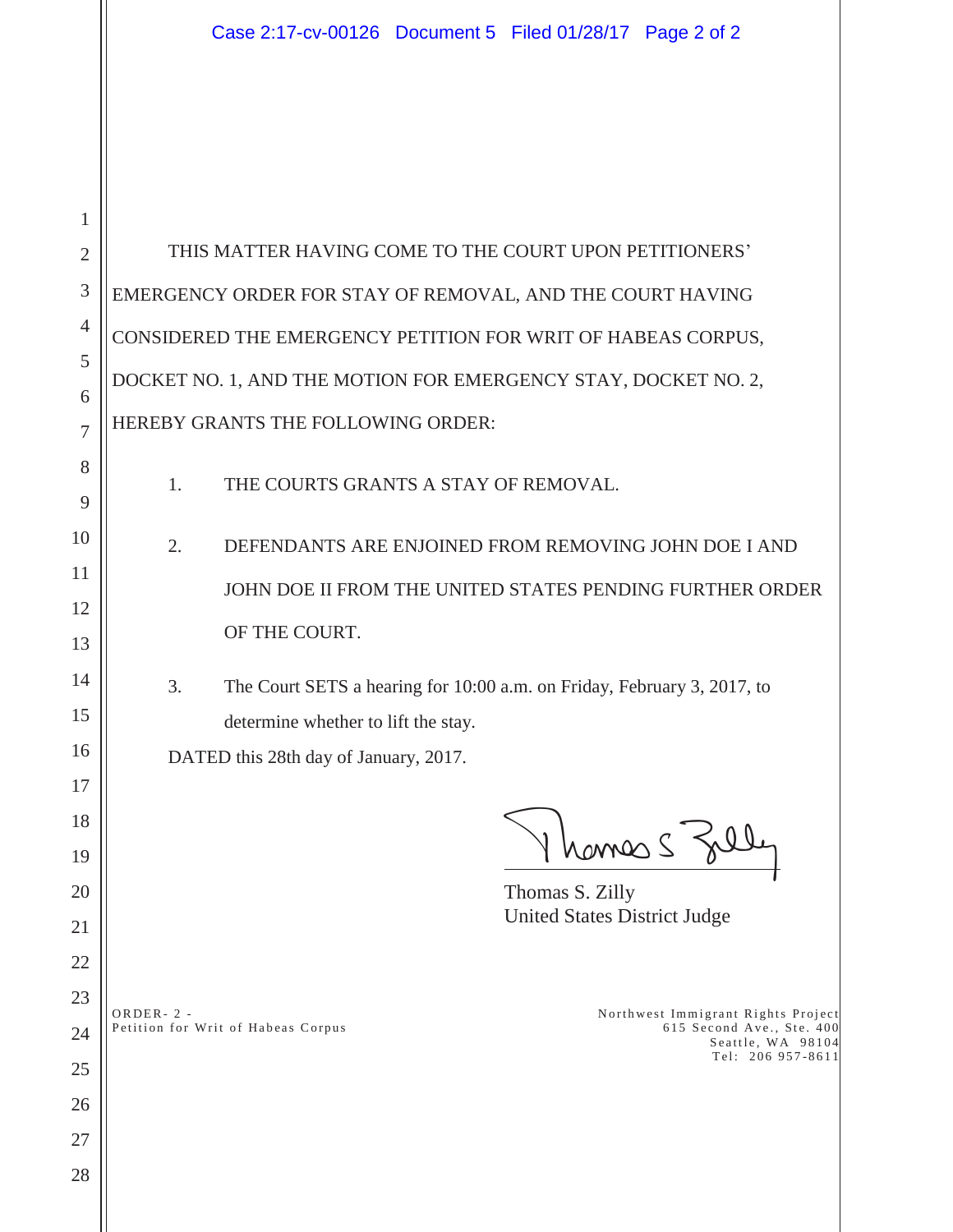THIS MATTER HAVING COME TO THE COURT UPON PETITIONERS' EMERGENCY ORDER FOR STAY OF REMOVAL, AND THE COURT HAVING CONSIDERED THE EMERGENCY PETITION FOR WRIT OF HABEAS CORPUS, DOCKET NO. 1, AND THE MOTION FOR EMERGENCY STAY, DOCKET NO. 2, HEREBY GRANTS THE FOLLOWING ORDER:

1. THE COURTS GRANTS A STAY OF REMOVAL.

2. DEFENDANTS ARE ENJOINED FROM REMOVING JOHN DOE I AND JOHN DOE II FROM THE UNITED STATES PENDING FURTHER ORDER OF THE COURT.

3. The Court SETS a hearing for 10:00 a.m. on Friday, February 3, 2017, to determine whether to lift the stay.

DATED this 28th day of January, 2017.

Thomas S. Zilly
United States District Judge

ORDER- 2 -
Petition for Writ of Habeas Corpus

Northwest Immigrant Rights Project
615 Second Ave., Ste. 400
Seattle, WA 98104
Tel: 206 957-8611